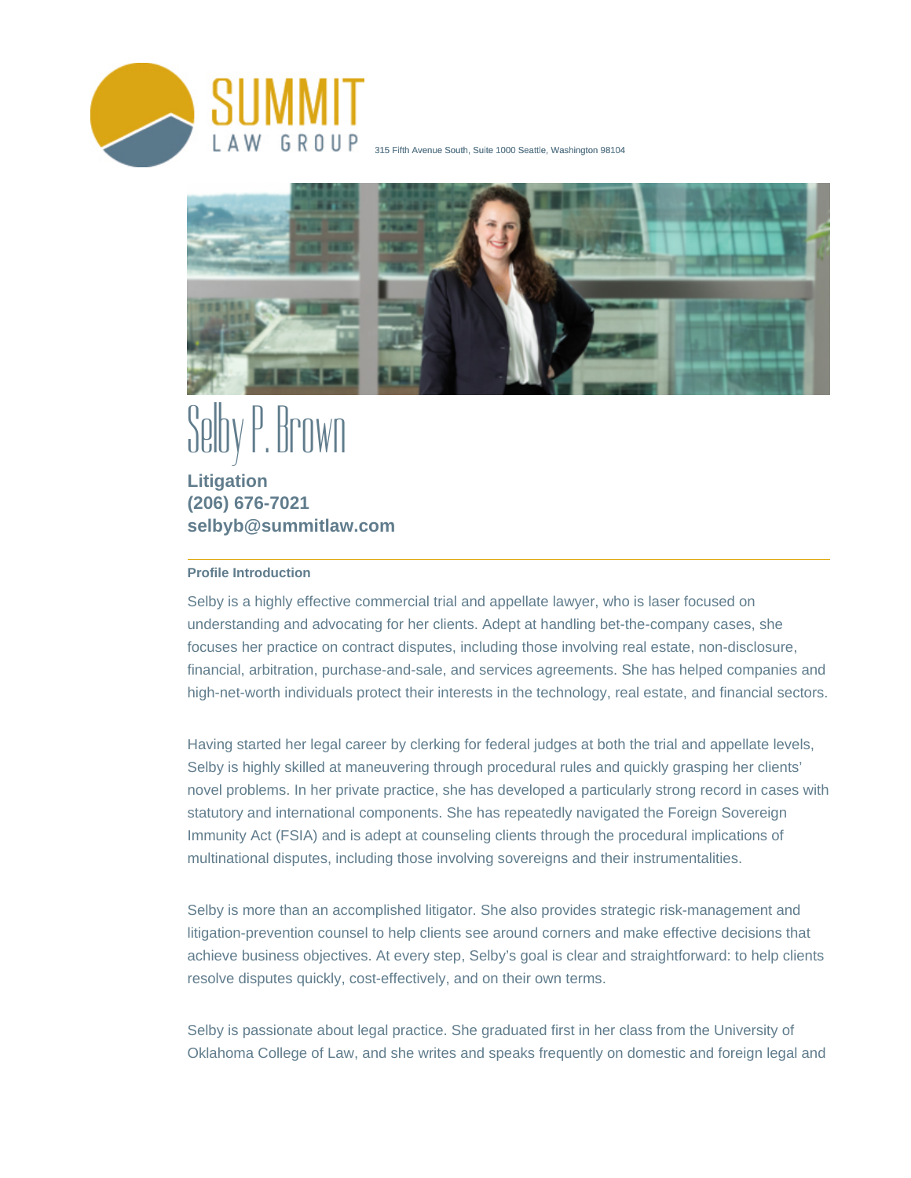SUMMIT LAW GROUP 315 Fifth Avenue South, Suite 1000 Seattle, Washington 98104

# Selby P. Brown

**Litigation**
**(206) 676-7021**
**selbyb@summitlaw.com**

---

**Profile Introduction**

Selby is a highly effective commercial trial and appellate lawyer, who is laser focused on understanding and advocating for her clients. Adept at handling bet-the-company cases, she focuses her practice on contract disputes, including those involving real estate, non-disclosure, financial, arbitration, purchase-and-sale, and services agreements. She has helped companies and high-net-worth individuals protect their interests in the technology, real estate, and financial sectors.

Having started her legal career by clerking for federal judges at both the trial and appellate levels, Selby is highly skilled at maneuvering through procedural rules and quickly grasping her clients' novel problems. In her private practice, she has developed a particularly strong record in cases with statutory and international components. She has repeatedly navigated the Foreign Sovereign Immunity Act (FSIA) and is adept at counseling clients through the procedural implications of multinational disputes, including those involving sovereigns and their instrumentalities.

Selby is more than an accomplished litigator. She also provides strategic risk-management and litigation-prevention counsel to help clients see around corners and make effective decisions that achieve business objectives. At every step, Selby's goal is clear and straightforward: to help clients resolve disputes quickly, cost-effectively, and on their own terms.

Selby is passionate about legal practice. She graduated first in her class from the University of Oklahoma College of Law, and she writes and speaks frequently on domestic and foreign legal and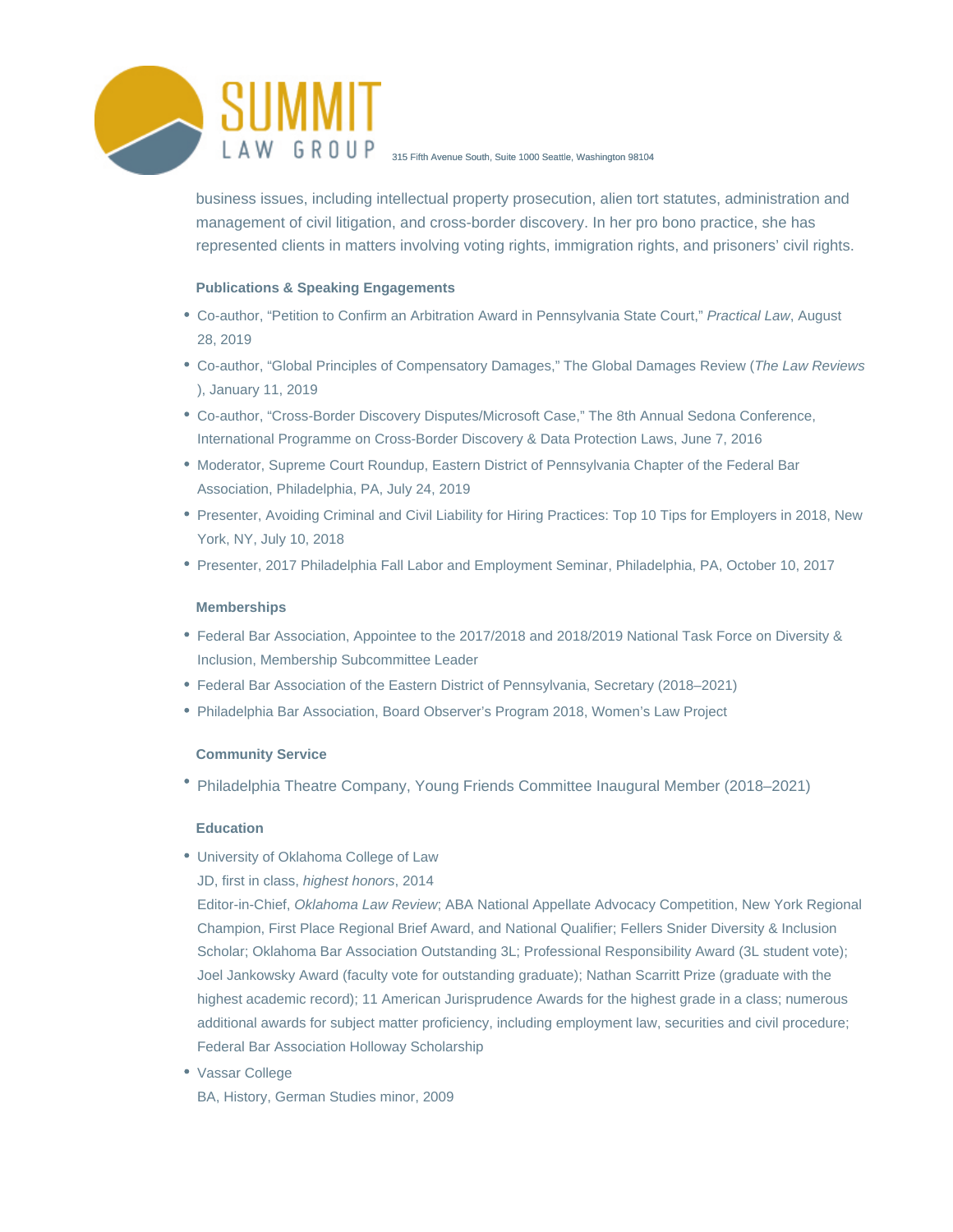business issues, including intellectual property prosecution, alien tort statutes, administration and management of civil litigation, and cross-border discovery. In her pro bono practice, she has represented clients in matters involving voting rights, immigration rights, and prisoners' civil rights.

### Publications & Speaking Engagements

- Co-author, "Petition to Confirm an Arbitration Award in Pennsylvania State Court," *Practical Law*, August 28, 2019
- Co-author, "Global Principles of Compensatory Damages," The Global Damages Review (*The Law Reviews*), January 11, 2019
- Co-author, "Cross-Border Discovery Disputes/Microsoft Case," The 8th Annual Sedona Conference, International Programme on Cross-Border Discovery & Data Protection Laws, June 7, 2016
- Moderator, Supreme Court Roundup, Eastern District of Pennsylvania Chapter of the Federal Bar Association, Philadelphia, PA, July 24, 2019
- Presenter, Avoiding Criminal and Civil Liability for Hiring Practices: Top 10 Tips for Employers in 2018, New York, NY, July 10, 2018
- Presenter, 2017 Philadelphia Fall Labor and Employment Seminar, Philadelphia, PA, October 10, 2017

### Memberships

- Federal Bar Association, Appointee to the 2017/2018 and 2018/2019 National Task Force on Diversity & Inclusion, Membership Subcommittee Leader
- Federal Bar Association of the Eastern District of Pennsylvania, Secretary (2018–2021)
- Philadelphia Bar Association, Board Observer's Program 2018, Women's Law Project

### Community Service

- Philadelphia Theatre Company, Young Friends Committee Inaugural Member (2018–2021)

### Education

- University of Oklahoma College of Law
  JD, first in class, *highest honors*, 2014
  Editor-in-Chief, *Oklahoma Law Review*; ABA National Appellate Advocacy Competition, New York Regional Champion, First Place Regional Brief Award, and National Qualifier; Fellers Snider Diversity & Inclusion Scholar; Oklahoma Bar Association Outstanding 3L; Professional Responsibility Award (3L student vote); Joel Jankowsky Award (faculty vote for outstanding graduate); Nathan Scarritt Prize (graduate with the highest academic record); 11 American Jurisprudence Awards for the highest grade in a class; numerous additional awards for subject matter proficiency, including employment law, securities and civil procedure; Federal Bar Association Holloway Scholarship
- Vassar College
  BA, History, German Studies minor, 2009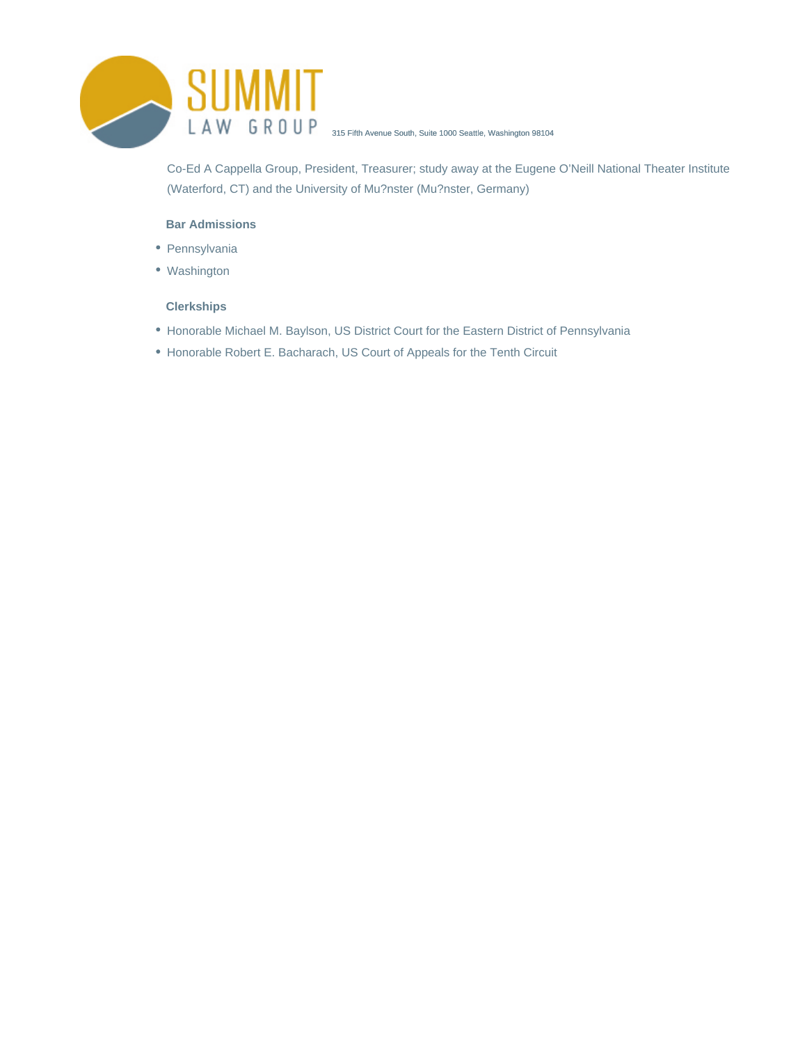Co-Ed A Cappella Group, President, Treasurer; study away at the Eugene O'Neill National Theater Institute (Waterford, CT) and the University of Mu?nster (Mu?nster, Germany)

### Bar Admissions

- Pennsylvania
- Washington

### Clerkships

- Honorable Michael M. Baylson, US District Court for the Eastern District of Pennsylvania
- Honorable Robert E. Bacharach, US Court of Appeals for the Tenth Circuit